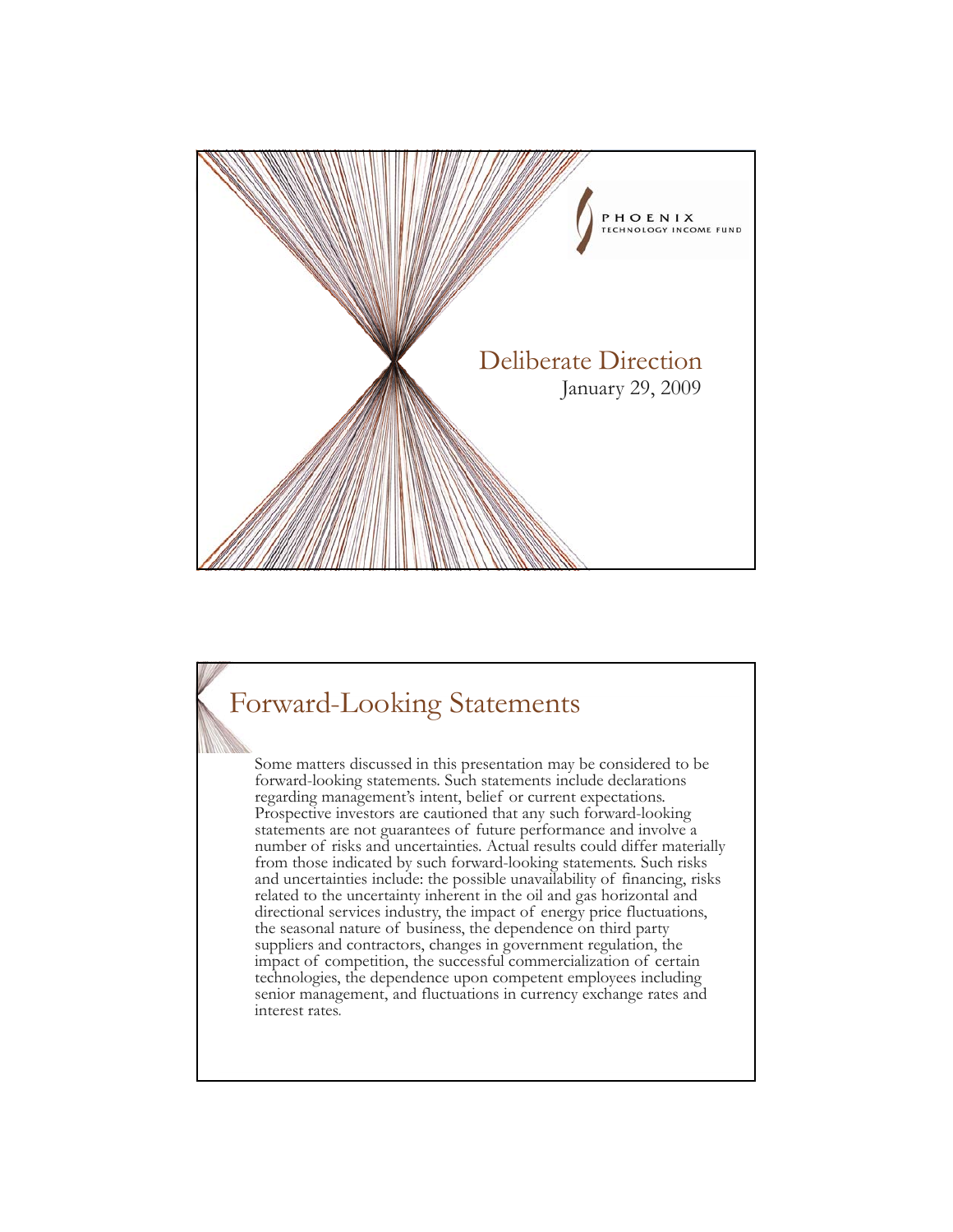PHOENIX
TECHNOLOGY INCOME FUND

# Deliberate Direction

January 29, 2009

## Forward-Looking Statements

Some matters discussed in this presentation may be considered to be forward-looking statements. Such statements include declarations regarding management's intent, belief or current expectations. Prospective investors are cautioned that any such forward-looking statements are not guarantees of future performance and involve a number of risks and uncertainties. Actual results could differ materially from those indicated by such forward-looking statements. Such risks and uncertainties include: the possible unavailability of financing, risks related to the uncertainty inherent in the oil and gas horizontal and directional services industry, the impact of energy price fluctuations, the seasonal nature of business, the dependence on third party suppliers and contractors, changes in government regulation, the impact of competition, the successful commercialization of certain technologies, the dependence upon competent employees including senior management, and fluctuations in currency exchange rates and interest rates.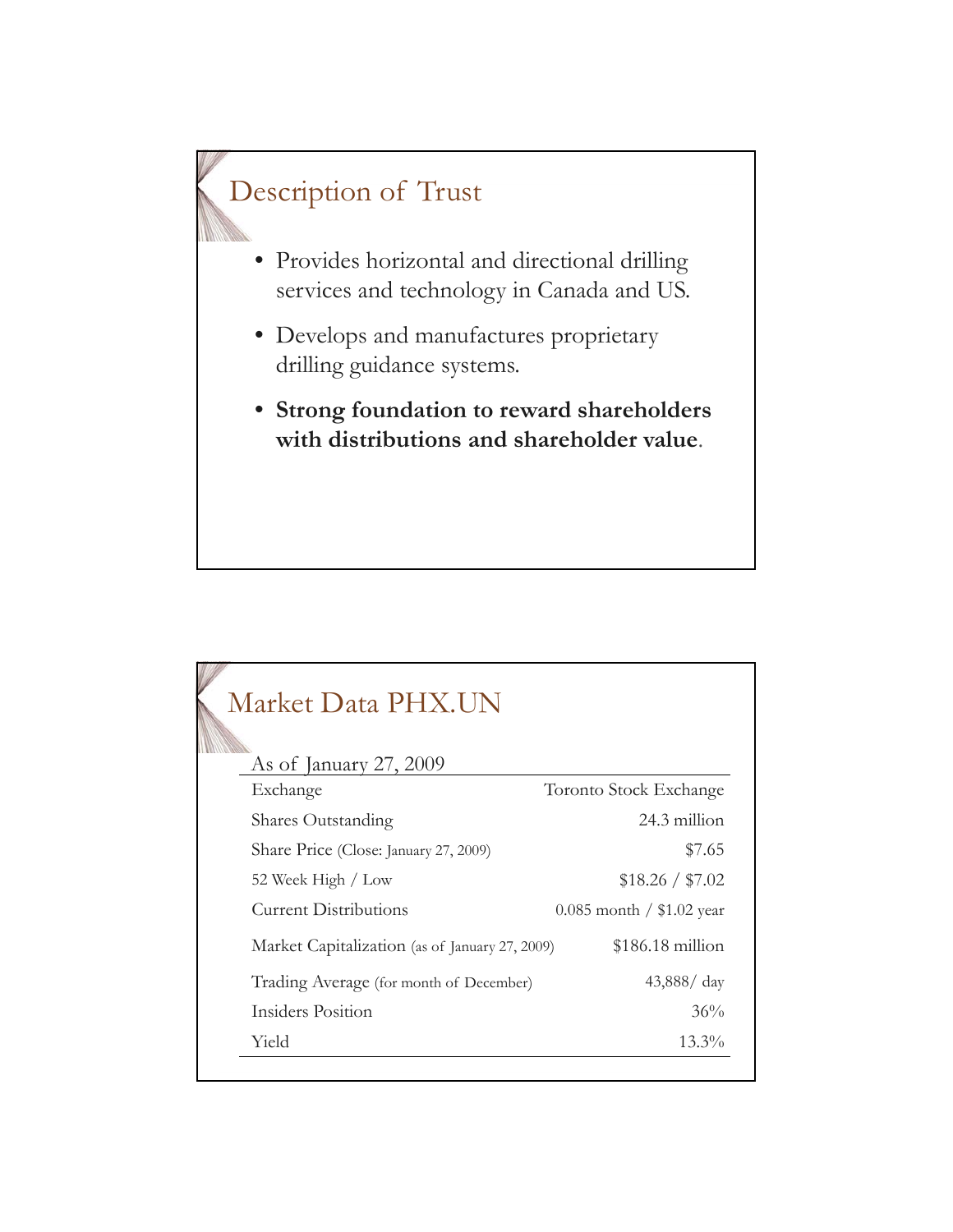## Description of Trust

- Provides horizontal and directional drilling services and technology in Canada and US.
- Develops and manufactures proprietary drilling guidance systems.
- **Strong foundation to reward shareholders with distributions and shareholder value**.

## Market Data PHX.UN

| As of January 27, 2009 | |
|---|---|
| Exchange | Toronto Stock Exchange |
| Shares Outstanding | 24.3 million |
| Share Price (Close: January 27, 2009) | $7.65 |
| 52 Week High / Low | $18.26 / $7.02 |
| Current Distributions | 0.085 month / $1.02 year |
| Market Capitalization (as of January 27, 2009) | $186.18 million |
| Trading Average (for month of December) | 43,888/ day |
| Insiders Position | 36% |
| Yield | 13.3% |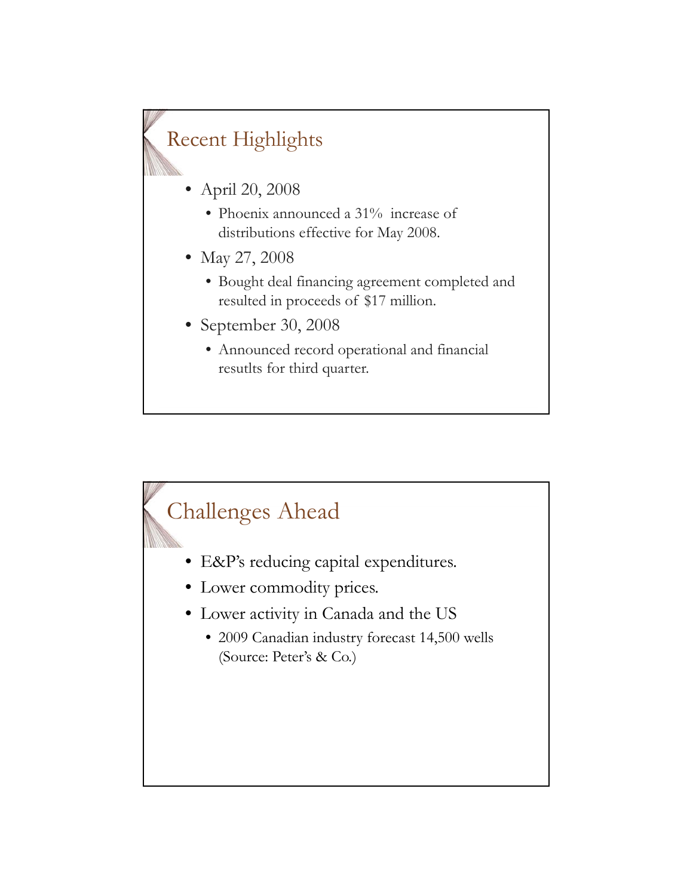## Recent Highlights

- April 20, 2008
  - Phoenix announced a 31% increase of distributions effective for May 2008.
- May 27, 2008
  - Bought deal financing agreement completed and resulted in proceeds of $17 million.
- September 30, 2008
  - Announced record operational and financial resutlts for third quarter.

## Challenges Ahead

- E&P's reducing capital expenditures.
- Lower commodity prices.
- Lower activity in Canada and the US
  - 2009 Canadian industry forecast 14,500 wells (Source: Peter's & Co.)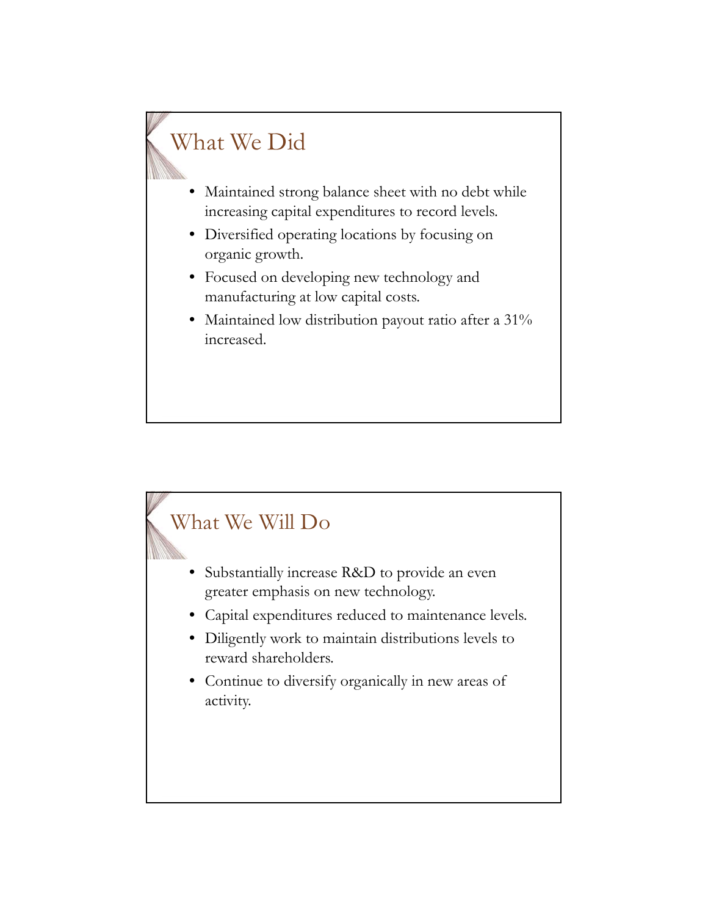## What We Did

- Maintained strong balance sheet with no debt while increasing capital expenditures to record levels.
- Diversified operating locations by focusing on organic growth.
- Focused on developing new technology and manufacturing at low capital costs.
- Maintained low distribution payout ratio after a 31% increased.

## What We Will Do

- Substantially increase R&D to provide an even greater emphasis on new technology.
- Capital expenditures reduced to maintenance levels.
- Diligently work to maintain distributions levels to reward shareholders.
- Continue to diversify organically in new areas of activity.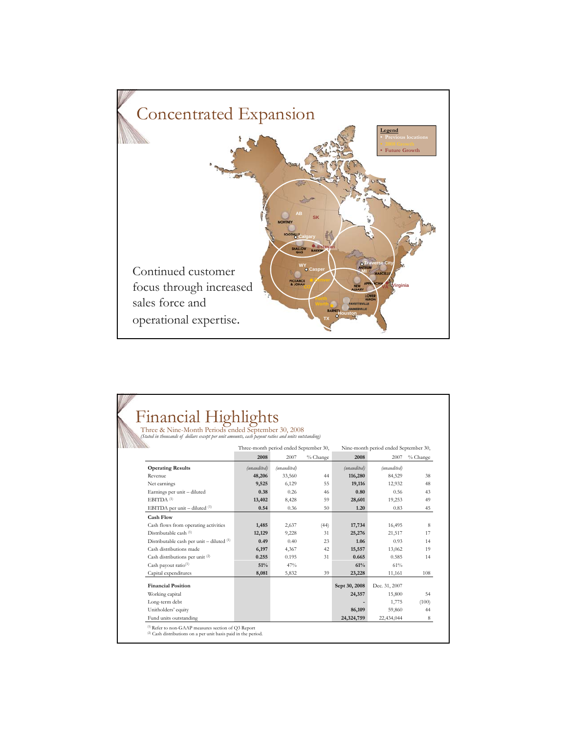# Concentrated Expansion

Legend
- Previous locations
- 2008 Growth
- Future Growth

AB
SK
MONTNEY
FOOTHILLS
Calgary
Estevan
SHALLOW GAS
BAKKEN
WY
Casper
PICEANCE & JONAH
Denver
CO
Traverse City
ANTRIUM
MI
MARCELLUS
APPALACHIA
NEW ALBANY
VA
Virginia
LOWER HURON
Forth Worth
FAYETTEVILLE
HAINESVILLE
BARNETT
Houston
TX

Continued customer focus through increased sales force and operational expertise.

# Financial Highlights

Three & Nine-Month Periods ended September 30, 2008

*(Stated in thousands of dollars except per unit amounts, cash payout ratios and units outstanding)*

| | Three-month period ended September 30, | | | Nine-month period ended September 30, | | |
|---|---|---|---|---|---|---|
| | **2008** | 2007 | % Change | **2008** | 2007 | % Change |
| **Operating Results** | *(unaudited)* | *(unaudited)* | | *(unaudited)* | *(unaudited)* | |
| Revenue | **48,206** | 33,560 | 44 | **116,280** | 84,529 | 38 |
| Net earnings | **9,525** | 6,129 | 55 | **19,116** | 12,932 | 48 |
| Earnings per unit – diluted | **0.38** | 0.26 | 46 | **0.80** | 0.56 | 43 |
| EBITDA [1] | **13,402** | 8,428 | 59 | **28,601** | 19,253 | 49 |
| EBITDA per unit – diluted [1] | **0.54** | 0.36 | 50 | **1.20** | 0.83 | 45 |
| **Cash Flow** | | | | | | |
| Cash flows from operating activities | **1,485** | 2,637 | (44) | **17,734** | 16,495 | 8 |
| Distributable cash [1] | **12,129** | 9,228 | 31 | **25,276** | 21,517 | 17 |
| Distributable cash per unit – diluted [1] | **0.49** | 0.40 | 23 | **1.06** | 0.93 | 14 |
| Cash distributions made | **6,197** | 4,367 | 42 | **15,557** | 13,062 | 19 |
| Cash distributions per unit [2] | **0.255** | 0.195 | 31 | **0.665** | 0.585 | 14 |
| Cash payout ratio[1] | **51%** | 47% | | **61%** | 61% | |
| Capital expenditures | **8,081** | 5,832 | 39 | **23,228** | 11,161 | 108 |
| **Financial Position** | | | | **Sept 30, 2008** | Dec. 31, 2007 | |
| Working capital | | | | **24,357** | 15,800 | 54 |
| Long-term debt | | | | **-** | 1,775 | (100) |
| Unitholders' equity | | | | **86,109** | 59,860 | 44 |
| Fund units outstanding | | | | **24,324,759** | 22,434,044 | 8 |

[1] Refer to non-GAAP measures section of Q3 Report
[2] Cash distributions on a per unit basis paid in the period.